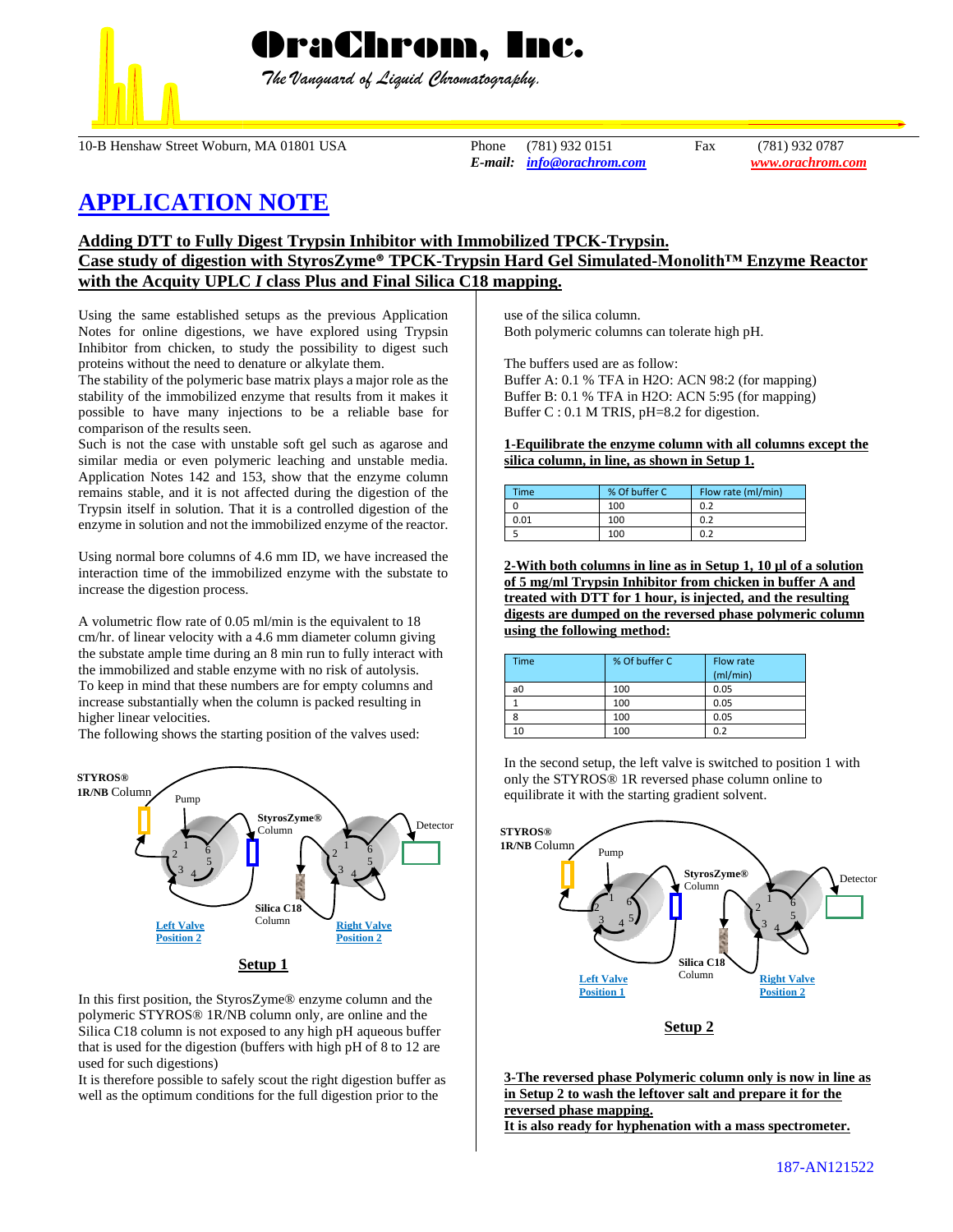# OraChrom, Inc.

*The Vanguard of Liquid Chromatography.*

10-B Henshaw Street Woburn, MA 01801 USA

Phone (781) 932 0151 Fax (781) 932 0787
*E-mail:* info@orachrom.com www.orachrom.com

## APPLICATION NOTE

### Adding DTT to Fully Digest Trypsin Inhibitor with Immobilized TPCK-Trypsin. Case study of digestion with StyrosZyme® TPCK-Trypsin Hard Gel Simulated-Monolith™ Enzyme Reactor with the Acquity UPLC *I* class Plus and Final Silica C18 mapping.

Using the same established setups as the previous Application Notes for online digestions, we have explored using Trypsin Inhibitor from chicken, to study the possibility to digest such proteins without the need to denature or alkylate them.

The stability of the polymeric base matrix plays a major role as the stability of the immobilized enzyme that results from it makes it possible to have many injections to be a reliable base for comparison of the results seen.

Such is not the case with unstable soft gel such as agarose and similar media or even polymeric leaching and unstable media. Application Notes 142 and 153, show that the enzyme column remains stable, and it is not affected during the digestion of the Trypsin itself in solution. That it is a controlled digestion of the enzyme in solution and not the immobilized enzyme of the reactor.

Using normal bore columns of 4.6 mm ID, we have increased the interaction time of the immobilized enzyme with the substate to increase the digestion process.

A volumetric flow rate of 0.05 ml/min is the equivalent to 18 cm/hr. of linear velocity with a 4.6 mm diameter column giving the substate ample time during an 8 min run to fully interact with the immobilized and stable enzyme with no risk of autolysis.

To keep in mind that these numbers are for empty columns and increase substantially when the column is packed resulting in higher linear velocities.

The following shows the starting position of the valves used:

**Setup 1**

In this first position, the StyrosZyme® enzyme column and the polymeric STYROS® 1R/NB column only, are online and the Silica C18 column is not exposed to any high pH aqueous buffer that is used for the digestion (buffers with high pH of 8 to 12 are used for such digestions)

It is therefore possible to safely scout the right digestion buffer as well as the optimum conditions for the full digestion prior to the use of the silica column.

Both polymeric columns can tolerate high pH.

The buffers used are as follow:

Buffer A: 0.1 % TFA in H2O: ACN 98:2 (for mapping)
Buffer B: 0.1 % TFA in H2O: ACN 5:95 (for mapping)
Buffer C : 0.1 M TRIS, pH=8.2 for digestion.

**1-Equilibrate the enzyme column with all columns except the silica column, in line, as shown in Setup 1.**

| Time | % Of buffer C | Flow rate (ml/min) |
|---|---|---|
| 0 | 100 | 0.2 |
| 0.01 | 100 | 0.2 |
| 5 | 100 | 0.2 |

**2-With both columns in line as in Setup 1, 10 µl of a solution of 5 mg/ml Trypsin Inhibitor from chicken in buffer A and treated with DTT for 1 hour, is injected, and the resulting digests are dumped on the reversed phased polymeric column using the following method:**

| Time | % Of buffer C | Flow rate (ml/min) |
|---|---|---|
| a0 | 100 | 0.05 |
| 1 | 100 | 0.05 |
| 8 | 100 | 0.05 |
| 10 | 100 | 0.2 |

In the second setup, the left valve is switched to position 1 with only the STYROS® 1R reversed phase column online to equilibrate it with the starting gradient solvent.

**Setup 2**

**3-The reversed phase Polymeric column only is now in line as in Setup 2 to wash the leftover salt and prepare it for the reversed phase mapping.**
**It is also ready for hyphenation with a mass spectrometer.**

187-AN121522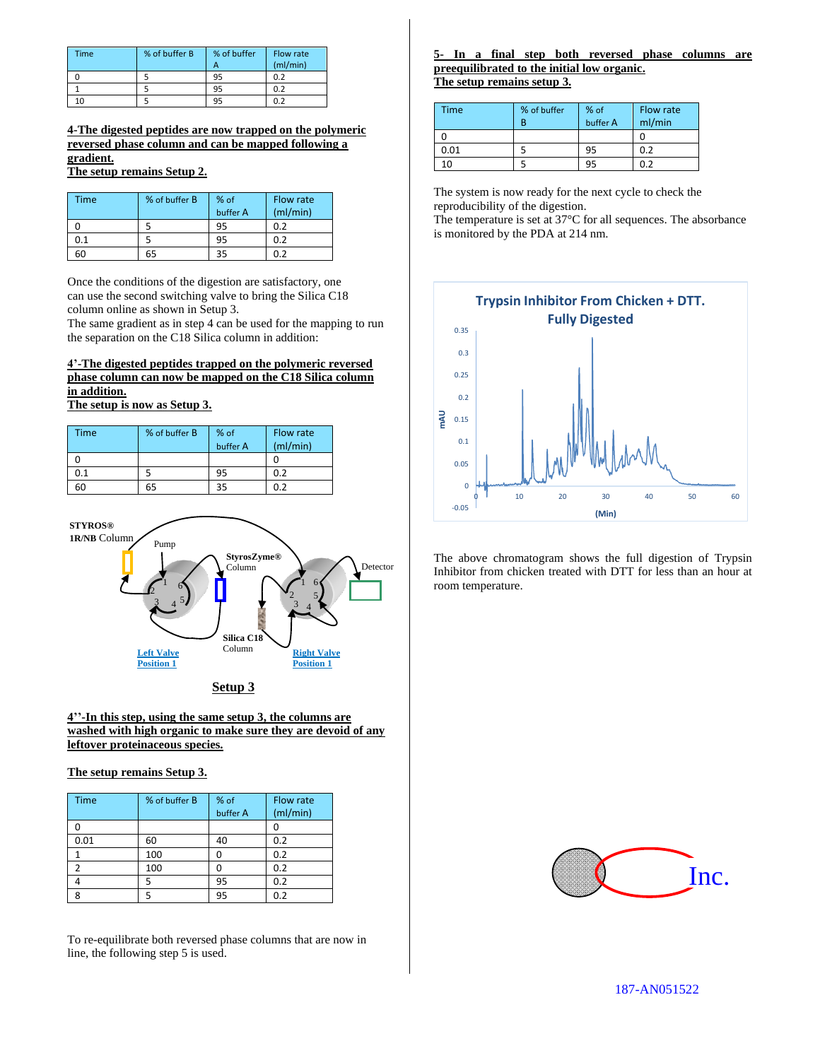| Time | % of buffer B | % of buffer A | Flow rate (ml/min) |
|---|---|---|---|
| 0 | 5 | 95 | 0.2 |
| 1 | 5 | 95 | 0.2 |
| 10 | 5 | 95 | 0.2 |

**4-The digested peptides are now trapped on the polymeric reversed phase column and can be mapped following a gradient.**
**The setup remains Setup 2.**

| Time | % of buffer B | % of buffer A | Flow rate (ml/min) |
|---|---|---|---|
| 0 | 5 | 95 | 0.2 |
| 0.1 | 5 | 95 | 0.2 |
| 60 | 65 | 35 | 0.2 |

Once the conditions of the digestion are satisfactory, one can use the second switching valve to bring the Silica C18 column online as shown in Setup 3.
The same gradient as in step 4 can be used for the mapping to run the separation on the C18 Silica column in addition:

**4'-The digested peptides trapped on the polymeric reversed phase column can now be mapped on the C18 Silica column in addition.**
**The setup is now as Setup 3.**

| Time | % of buffer B | % of buffer A | Flow rate (ml/min) |
|---|---|---|---|
| 0 | | | 0 |
| 0.1 | 5 | 95 | 0.2 |
| 60 | 65 | 35 | 0.2 |

STYROS® 1R/NB Column
Pump
StyrosZyme® Column
Detector
Silica C18 Column
Left Valve Position 1
Right Valve Position 1

**Setup 3**

**4''-In this step, using the same setup 3, the columns are washed with high organic to make sure they are devoid of any leftover proteinaceous species.**

**The setup remains Setup 3.**

| Time | % of buffer B | % of buffer A | Flow rate (ml/min) |
|---|---|---|---|
| 0 | | | 0 |
| 0.01 | 60 | 40 | 0.2 |
| 1 | 100 | 0 | 0.2 |
| 2 | 100 | 0 | 0.2 |
| 4 | 5 | 95 | 0.2 |
| 8 | 5 | 95 | 0.2 |

To re-equilibrate both reversed phase columns that are now in line, the following step 5 is used.

**5- In a final step both reversed phase columns are preequilibrated to the initial low organic.**
**The setup remains setup 3.**

| Time | % of buffer B | % of buffer A | Flow rate ml/min |
|---|---|---|---|
| 0 | | | 0 |
| 0.01 | 5 | 95 | 0.2 |
| 10 | 5 | 95 | 0.2 |

The system is now ready for the next cycle to check the reproducibility of the digestion.
The temperature is set at 37°C for all sequences. The absorbance is monitored by the PDA at 214 nm.

Trypsin Inhibitor From Chicken + DTT. Fully Digested
mAU
0.35
0.3
0.25
0.2
0.15
0.1
0.05
0
-0.05
0 10 20 30 40 50 60
(Min)

The above chromatogram shows the full digestion of Trypsin Inhibitor from chicken treated with DTT for less than an hour at room temperature.

Inc.

187-AN051522